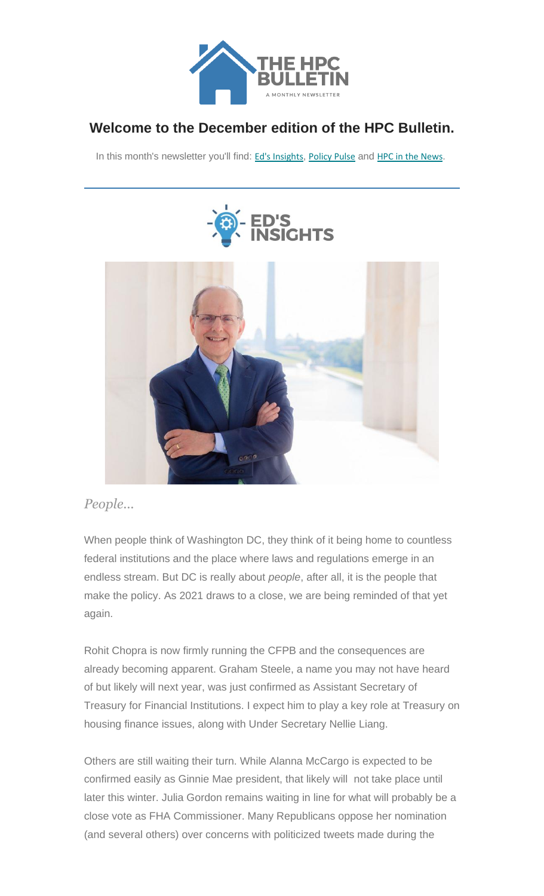# THE HPC BULLETIN

A MONTHLY NEWSLETTER

## Welcome to the December edition of the HPC Bulletin.

In this month's newsletter you'll find: Ed's Insights, Policy Pulse and HPC in the News.

---

## ED'S INSIGHTS

*People...*

When people think of Washington DC, they think of it being home to countless federal institutions and the place where laws and regulations emerge in an endless stream. But DC is really about *people*, after all, it is the people that make the policy. As 2021 draws to a close, we are being reminded of that yet again.

Rohit Chopra is now firmly running the CFPB and the consequences are already becoming apparent. Graham Steele, a name you may not have heard of but likely will next year, was just confirmed as Assistant Secretary of Treasury for Financial Institutions. I expect him to play a key role at Treasury on housing finance issues, along with Under Secretary Nellie Liang.

Others are still waiting their turn. While Alanna McCargo is expected to be confirmed easily as Ginnie Mae president, that likely will not take place until later this winter. Julia Gordon remains waiting in line for what will probably be a close vote as FHA Commissioner. Many Republicans oppose her nomination (and several others) over concerns with politicized tweets made during the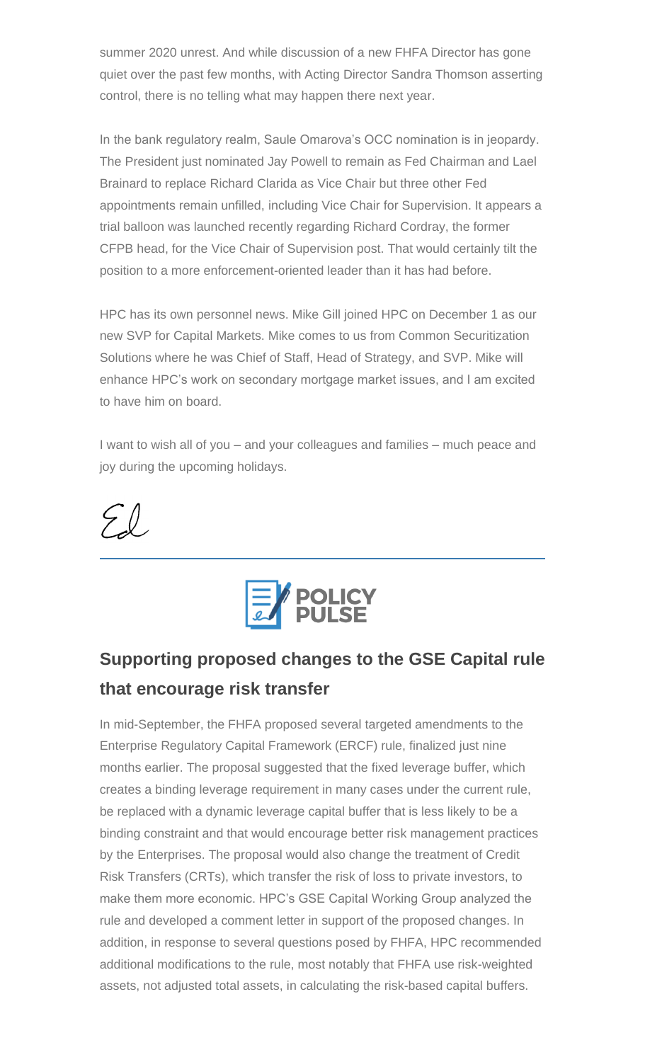summer 2020 unrest. And while discussion of a new FHFA Director has gone quiet over the past few months, with Acting Director Sandra Thomson asserting control, there is no telling what may happen there next year.

In the bank regulatory realm, Saule Omarova's OCC nomination is in jeopardy. The President just nominated Jay Powell to remain as Fed Chairman and Lael Brainard to replace Richard Clarida as Vice Chair but three other Fed appointments remain unfilled, including Vice Chair for Supervision. It appears a trial balloon was launched recently regarding Richard Cordray, the former CFPB head, for the Vice Chair of Supervision post. That would certainly tilt the position to a more enforcement-oriented leader than it has had before.

HPC has its own personnel news. Mike Gill joined HPC on December 1 as our new SVP for Capital Markets. Mike comes to us from Common Securitization Solutions where he was Chief of Staff, Head of Strategy, and SVP. Mike will enhance HPC's work on secondary mortgage market issues, and I am excited to have him on board.

I want to wish all of you – and your colleagues and families – much peace and joy during the upcoming holidays.

Ed

---

**POLICY PULSE**

## Supporting proposed changes to the GSE Capital rule that encourage risk transfer

In mid-September, the FHFA proposed several targeted amendments to the Enterprise Regulatory Capital Framework (ERCF) rule, finalized just nine months earlier. The proposal suggested that the fixed leverage buffer, which creates a binding leverage requirement in many cases under the current rule, be replaced with a dynamic leverage capital buffer that is less likely to be a binding constraint and that would encourage better risk management practices by the Enterprises. The proposal would also change the treatment of Credit Risk Transfers (CRTs), which transfer the risk of loss to private investors, to make them more economic. HPC's GSE Capital Working Group analyzed the rule and developed a comment letter in support of the proposed changes. In addition, in response to several questions posed by FHFA, HPC recommended additional modifications to the rule, most notably that FHFA use risk-weighted assets, not adjusted total assets, in calculating the risk-based capital buffers.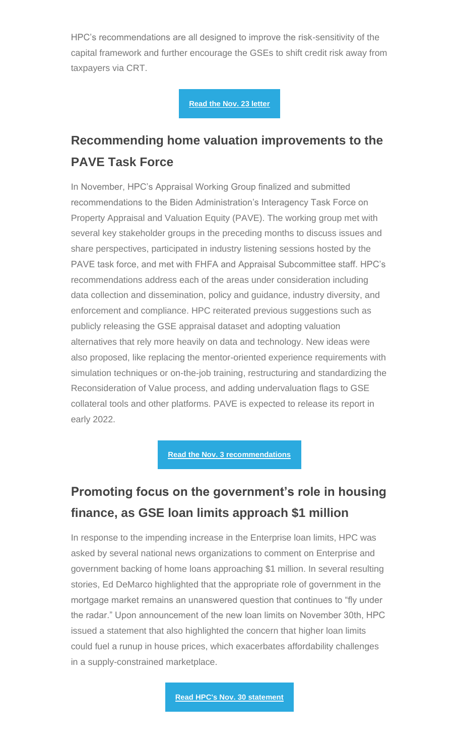HPC's recommendations are all designed to improve the risk-sensitivity of the capital framework and further encourage the GSEs to shift credit risk away from taxpayers via CRT.

**Read the Nov. 23 letter**

## Recommending home valuation improvements to the PAVE Task Force

In November, HPC's Appraisal Working Group finalized and submitted recommendations to the Biden Administration's Interagency Task Force on Property Appraisal and Valuation Equity (PAVE). The working group met with several key stakeholder groups in the preceding months to discuss issues and share perspectives, participated in industry listening sessions hosted by the PAVE task force, and met with FHFA and Appraisal Subcommittee staff. HPC's recommendations address each of the areas under consideration including data collection and dissemination, policy and guidance, industry diversity, and enforcement and compliance. HPC reiterated previous suggestions such as publicly releasing the GSE appraisal dataset and adopting valuation alternatives that rely more heavily on data and technology. New ideas were also proposed, like replacing the mentor-oriented experience requirements with simulation techniques or on-the-job training, restructuring and standardizing the Reconsideration of Value process, and adding undervaluation flags to GSE collateral tools and other platforms. PAVE is expected to release its report in early 2022.

**Read the Nov. 3 recommendations**

## Promoting focus on the government's role in housing finance, as GSE loan limits approach $1 million

In response to the impending increase in the Enterprise loan limits, HPC was asked by several national news organizations to comment on Enterprise and government backing of home loans approaching $1 million. In several resulting stories, Ed DeMarco highlighted that the appropriate role of government in the mortgage market remains an unanswered question that continues to "fly under the radar." Upon announcement of the new loan limits on November 30th, HPC issued a statement that also highlighted the concern that higher loan limits could fuel a runup in house prices, which exacerbates affordability challenges in a supply-constrained marketplace.

**Read HPC's Nov. 30 statement**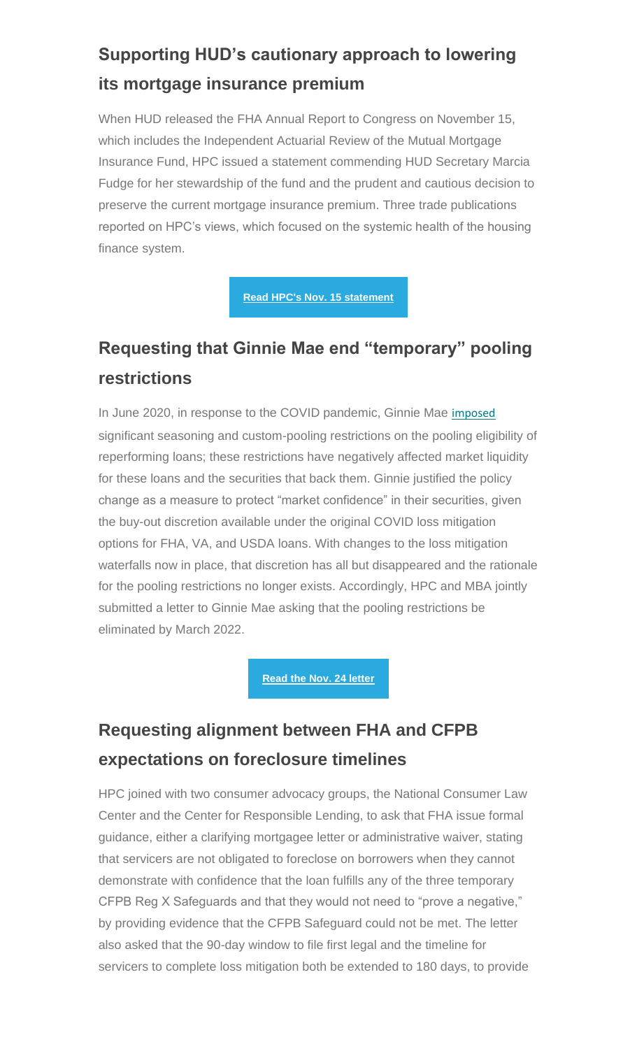## Supporting HUD's cautionary approach to lowering its mortgage insurance premium

When HUD released the FHA Annual Report to Congress on November 15, which includes the Independent Actuarial Review of the Mutual Mortgage Insurance Fund, HPC issued a statement commending HUD Secretary Marcia Fudge for her stewardship of the fund and the prudent and cautious decision to preserve the current mortgage insurance premium. Three trade publications reported on HPC's views, which focused on the systemic health of the housing finance system.

**Read HPC's Nov. 15 statement**

## Requesting that Ginnie Mae end "temporary" pooling restrictions

In June 2020, in response to the COVID pandemic, Ginnie Mae imposed significant seasoning and custom-pooling restrictions on the pooling eligibility of reperforming loans; these restrictions have negatively affected market liquidity for these loans and the securities that back them. Ginnie justified the policy change as a measure to protect "market confidence" in their securities, given the buy-out discretion available under the original COVID loss mitigation options for FHA, VA, and USDA loans. With changes to the loss mitigation waterfalls now in place, that discretion has all but disappeared and the rationale for the pooling restrictions no longer exists. Accordingly, HPC and MBA jointly submitted a letter to Ginnie Mae asking that the pooling restrictions be eliminated by March 2022.

**Read the Nov. 24 letter**

## Requesting alignment between FHA and CFPB expectations on foreclosure timelines

HPC joined with two consumer advocacy groups, the National Consumer Law Center and the Center for Responsible Lending, to ask that FHA issue formal guidance, either a clarifying mortgagee letter or administrative waiver, stating that servicers are not obligated to foreclose on borrowers when they cannot demonstrate with confidence that the loan fulfills any of the three temporary CFPB Reg X Safeguards and that they would not need to "prove a negative," by providing evidence that the CFPB Safeguard could not be met. The letter also asked that the 90-day window to file first legal and the timeline for servicers to complete loss mitigation both be extended to 180 days, to provide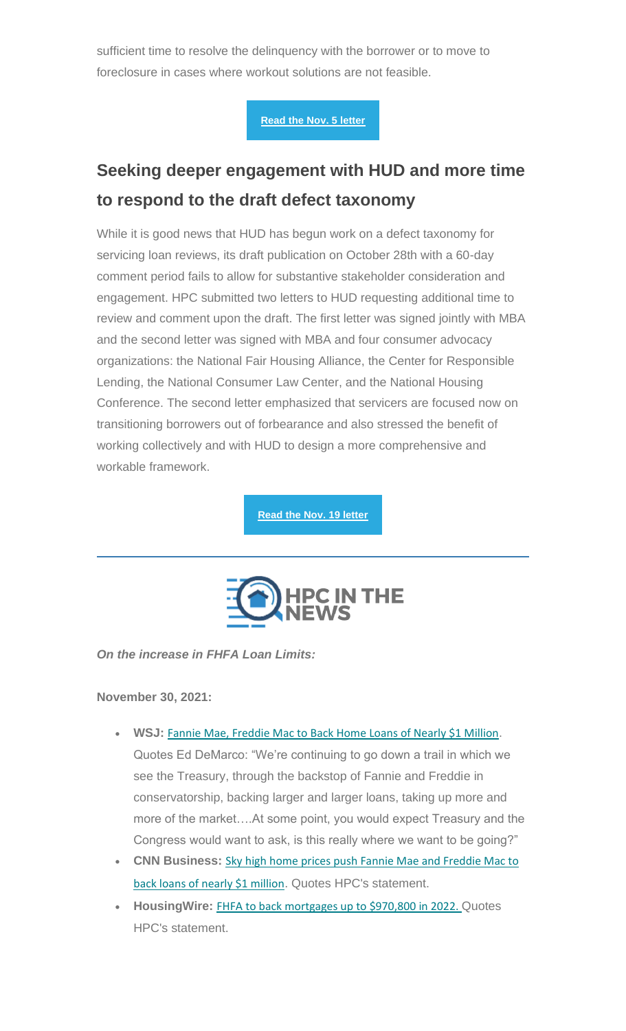sufficient time to resolve the delinquency with the borrower or to move to foreclosure in cases where workout solutions are not feasible.

**Read the Nov. 5 letter**

## Seeking deeper engagement with HUD and more time to respond to the draft defect taxonomy

While it is good news that HUD has begun work on a defect taxonomy for servicing loan reviews, its draft publication on October 28th with a 60-day comment period fails to allow for substantive stakeholder consideration and engagement. HPC submitted two letters to HUD requesting additional time to review and comment upon the draft. The first letter was signed jointly with MBA and the second letter was signed with MBA and four consumer advocacy organizations: the National Fair Housing Alliance, the Center for Responsible Lending, the National Consumer Law Center, and the National Housing Conference. The second letter emphasized that servicers are focused now on transitioning borrowers out of forbearance and also stressed the benefit of working collectively and with HUD to design a more comprehensive and workable framework.

**Read the Nov. 19 letter**

---

## HPC IN THE NEWS

***On the increase in FHFA Loan Limits:***

**November 30, 2021:**

- **WSJ:** Fannie Mae, Freddie Mac to Back Home Loans of Nearly $1 Million. Quotes Ed DeMarco: “We’re continuing to go down a trail in which we see the Treasury, through the backstop of Fannie and Freddie in conservatorship, backing larger and larger loans, taking up more and more of the market….At some point, you would expect Treasury and the Congress would want to ask, is this really where we want to be going?”
- **CNN Business:** Sky high home prices push Fannie Mae and Freddie Mac to back loans of nearly $1 million. Quotes HPC's statement.
- **HousingWire:** FHFA to back mortgages up to $970,800 in 2022. Quotes HPC's statement.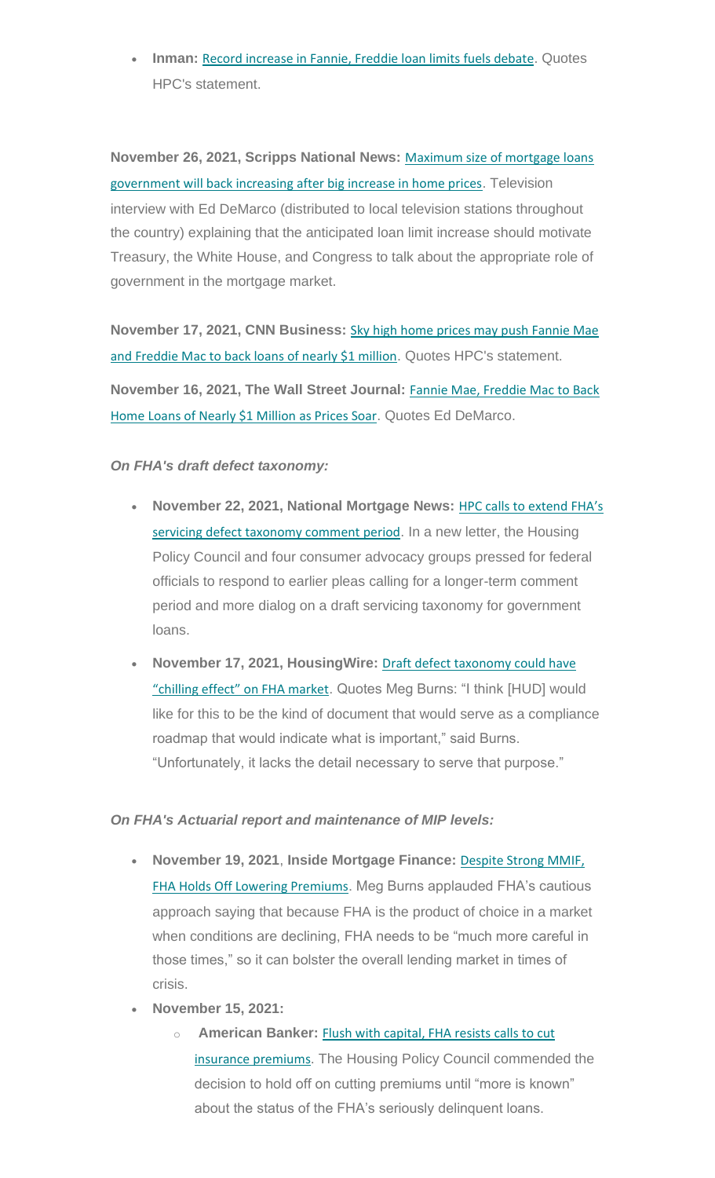- **Inman:** Record increase in Fannie, Freddie loan limits fuels debate. Quotes HPC's statement.

**November 26, 2021, Scripps National News:** Maximum size of mortgage loans government will back increasing after big increase in home prices. Television interview with Ed DeMarco (distributed to local television stations throughout the country) explaining that the anticipated loan limit increase should motivate Treasury, the White House, and Congress to talk about the appropriate role of government in the mortgage market.

**November 17, 2021, CNN Business:** Sky high home prices may push Fannie Mae and Freddie Mac to back loans of nearly $1 million. Quotes HPC's statement.

**November 16, 2021, The Wall Street Journal:** Fannie Mae, Freddie Mac to Back Home Loans of Nearly $1 Million as Prices Soar. Quotes Ed DeMarco.

***On FHA's draft defect taxonomy:***

- **November 22, 2021, National Mortgage News:** HPC calls to extend FHA's servicing defect taxonomy comment period. In a new letter, the Housing Policy Council and four consumer advocacy groups pressed for federal officials to respond to earlier pleas calling for a longer-term comment period and more dialog on a draft servicing taxonomy for government loans.
- **November 17, 2021, HousingWire:** Draft defect taxonomy could have "chilling effect" on FHA market. Quotes Meg Burns: "I think [HUD] would like for this to be the kind of document that would serve as a compliance roadmap that would indicate what is important," said Burns. "Unfortunately, it lacks the detail necessary to serve that purpose."

***On FHA's Actuarial report and maintenance of MIP levels:***

- **November 19, 2021**, **Inside Mortgage Finance:** Despite Strong MMIF, FHA Holds Off Lowering Premiums. Meg Burns applauded FHA's cautious approach saying that because FHA is the product of choice in a market when conditions are declining, FHA needs to be "much more careful in those times," so it can bolster the overall lending market in times of crisis.
- **November 15, 2021:**
  - **American Banker:** Flush with capital, FHA resists calls to cut insurance premiums. The Housing Policy Council commended the decision to hold off on cutting premiums until "more is known" about the status of the FHA's seriously delinquent loans.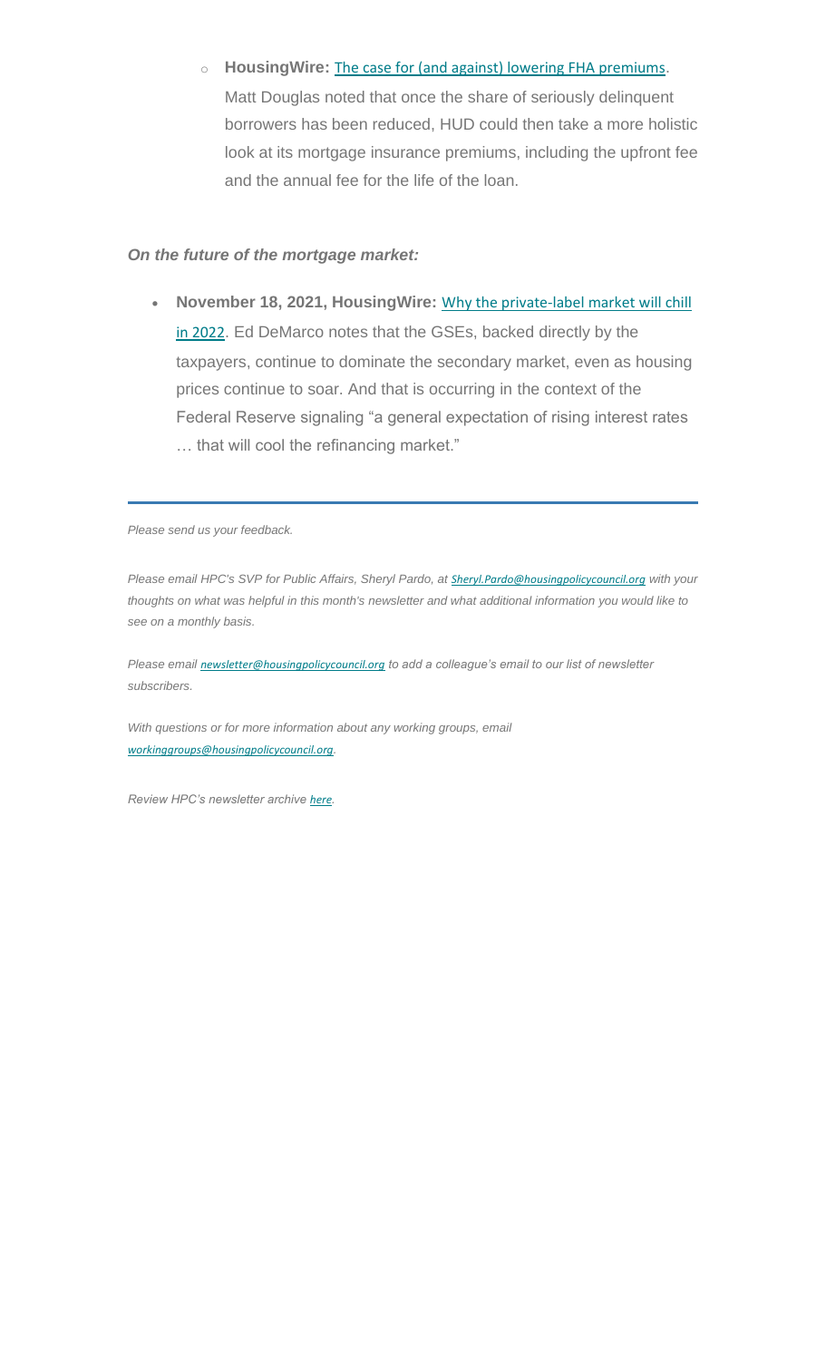- **HousingWire:** The case for (and against) lowering FHA premiums. Matt Douglas noted that once the share of seriously delinquent borrowers has been reduced, HUD could then take a more holistic look at its mortgage insurance premiums, including the upfront fee and the annual fee for the life of the loan.

***On the future of the mortgage market:***

- **November 18, 2021, HousingWire:** Why the private-label market will chill in 2022. Ed DeMarco notes that the GSEs, backed directly by the taxpayers, continue to dominate the secondary market, even as housing prices continue to soar. And that is occurring in the context of the Federal Reserve signaling "a general expectation of rising interest rates … that will cool the refinancing market."

---

*Please send us your feedback.*

*Please email HPC's SVP for Public Affairs, Sheryl Pardo, at Sheryl.Pardo@housingpolicycouncil.org with your thoughts on what was helpful in this month's newsletter and what additional information you would like to see on a monthly basis.*

*Please email newsletter@housingpolicycouncil.org to add a colleague's email to our list of newsletter subscribers.*

*With questions or for more information about any working groups, email workinggroups@housingpolicycouncil.org.*

*Review HPC's newsletter archive here.*